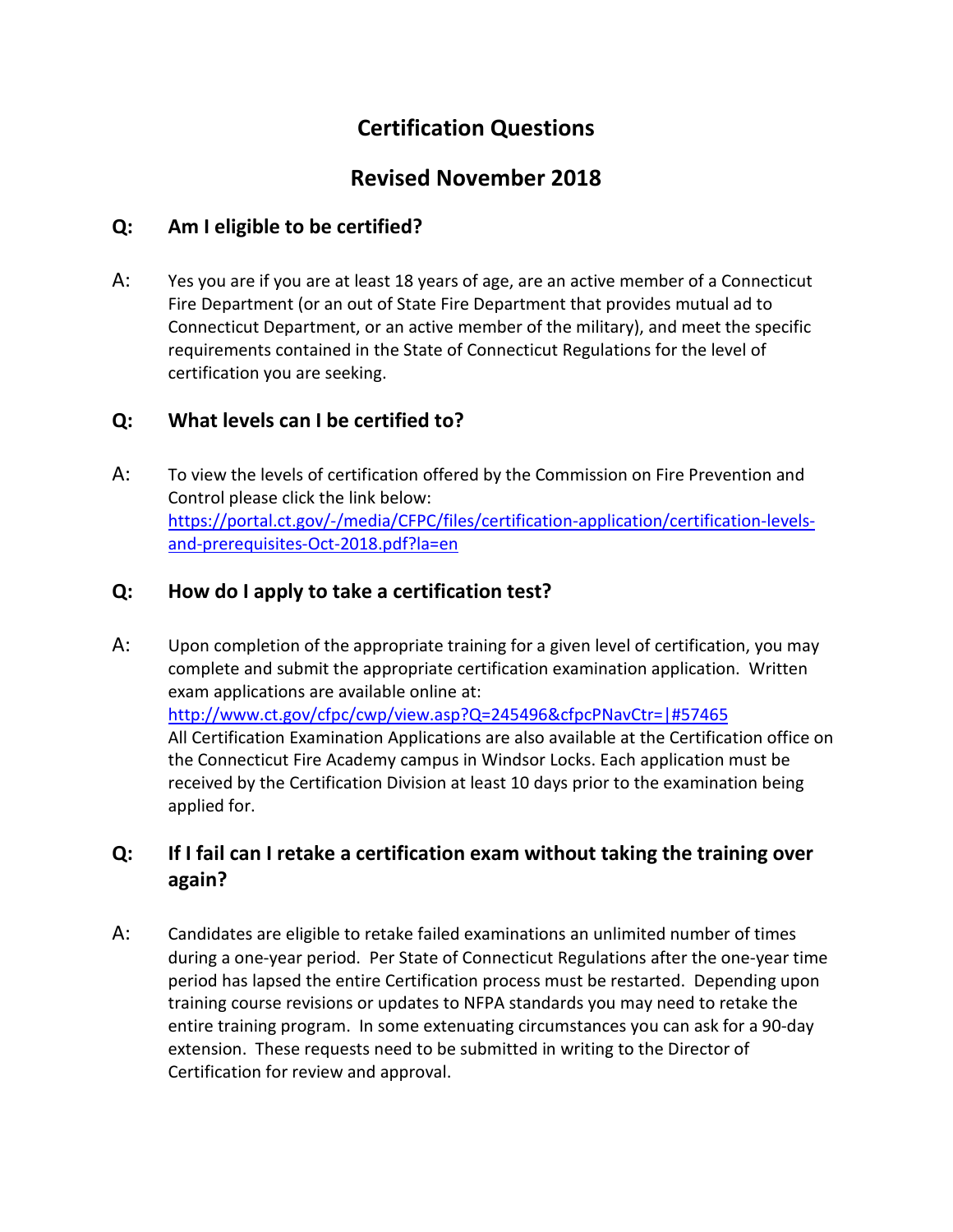# Certification Questions

## Revised November 2018

### Q: Am I eligible to be certified?

A: Yes you are if you are at least 18 years of age, are an active member of a Connecticut Fire Department (or an out of State Fire Department that provides mutual ad to Connecticut Department, or an active member of the military), and meet the specific requirements contained in the State of Connecticut Regulations for the level of certification you are seeking.

### Q: What levels can I be certified to?

A: To view the levels of certification offered by the Commission on Fire Prevention and Control please click the link below:
https://portal.ct.gov/-/media/CFPC/files/certification-application/certification-levels-and-prerequisites-Oct-2018.pdf?la=en

### Q: How do I apply to take a certification test?

A: Upon completion of the appropriate training for a given level of certification, you may complete and submit the appropriate certification examination application. Written exam applications are available online at:
http://www.ct.gov/cfpc/cwp/view.asp?Q=245496&cfpcPNavCtr=|#57465
All Certification Examination Applications are also available at the Certification office on the Connecticut Fire Academy campus in Windsor Locks. Each application must be received by the Certification Division at least 10 days prior to the examination being applied for.

### Q: If I fail can I retake a certification exam without taking the training over again?

A: Candidates are eligible to retake failed examinations an unlimited number of times during a one-year period. Per State of Connecticut Regulations after the one-year time period has lapsed the entire Certification process must be restarted. Depending upon training course revisions or updates to NFPA standards you may need to retake the entire training program. In some extenuating circumstances you can ask for a 90-day extension. These requests need to be submitted in writing to the Director of Certification for review and approval.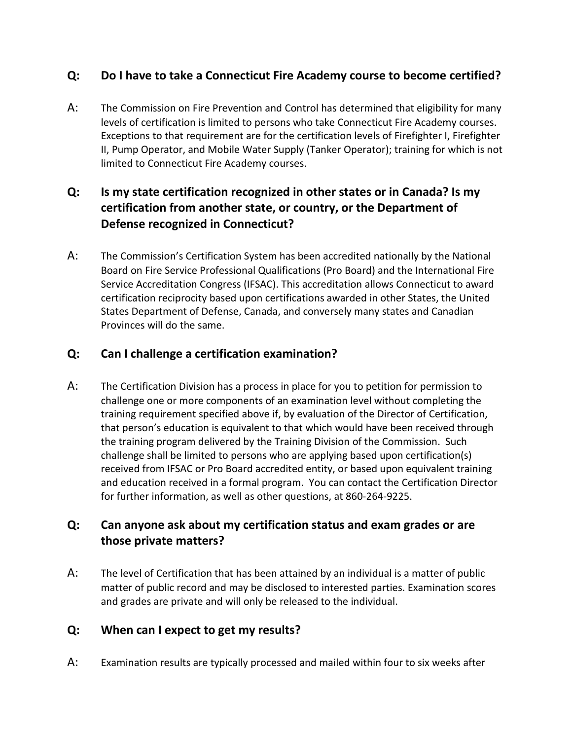**Q: Do I have to take a Connecticut Fire Academy course to become certified?**

A: The Commission on Fire Prevention and Control has determined that eligibility for many levels of certification is limited to persons who take Connecticut Fire Academy courses. Exceptions to that requirement are for the certification levels of Firefighter I, Firefighter II, Pump Operator, and Mobile Water Supply (Tanker Operator); training for which is not limited to Connecticut Fire Academy courses.

**Q: Is my state certification recognized in other states or in Canada? Is my certification from another state, or country, or the Department of Defense recognized in Connecticut?**

A: The Commission's Certification System has been accredited nationally by the National Board on Fire Service Professional Qualifications (Pro Board) and the International Fire Service Accreditation Congress (IFSAC). This accreditation allows Connecticut to award certification reciprocity based upon certifications awarded in other States, the United States Department of Defense, Canada, and conversely many states and Canadian Provinces will do the same.

**Q: Can I challenge a certification examination?**

A: The Certification Division has a process in place for you to petition for permission to challenge one or more components of an examination level without completing the training requirement specified above if, by evaluation of the Director of Certification, that person's education is equivalent to that which would have been received through the training program delivered by the Training Division of the Commission. Such challenge shall be limited to persons who are applying based upon certification(s) received from IFSAC or Pro Board accredited entity, or based upon equivalent training and education received in a formal program. You can contact the Certification Director for further information, as well as other questions, at 860-264-9225.

**Q: Can anyone ask about my certification status and exam grades or are those private matters?**

A: The level of Certification that has been attained by an individual is a matter of public matter of public record and may be disclosed to interested parties. Examination scores and grades are private and will only be released to the individual.

**Q: When can I expect to get my results?**

A: Examination results are typically processed and mailed within four to six weeks after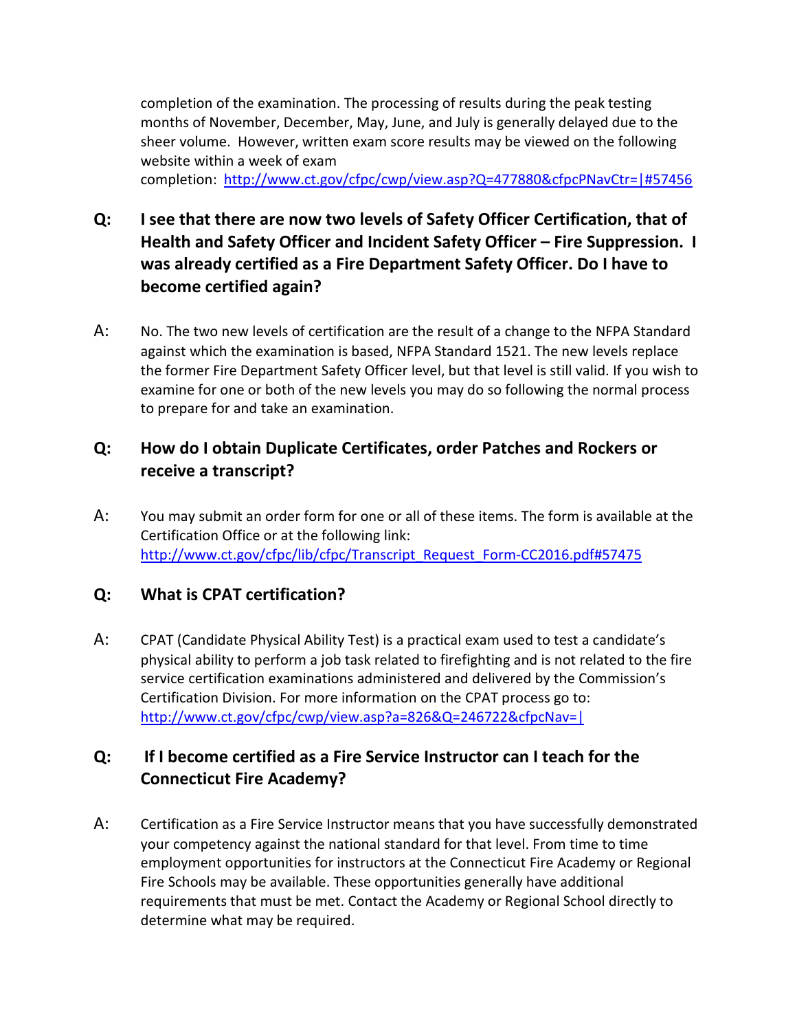completion of the examination. The processing of results during the peak testing months of November, December, May, June, and July is generally delayed due to the sheer volume. However, written exam score results may be viewed on the following website within a week of exam completion: http://www.ct.gov/cfpc/cwp/view.asp?Q=477880&cfpcPNavCtr=|#57456

**Q: I see that there are now two levels of Safety Officer Certification, that of Health and Safety Officer and Incident Safety Officer – Fire Suppression. I was already certified as a Fire Department Safety Officer. Do I have to become certified again?**

A: No. The two new levels of certification are the result of a change to the NFPA Standard against which the examination is based, NFPA Standard 1521. The new levels replace the former Fire Department Safety Officer level, but that level is still valid. If you wish to examine for one or both of the new levels you may do so following the normal process to prepare for and take an examination.

**Q: How do I obtain Duplicate Certificates, order Patches and Rockers or receive a transcript?**

A: You may submit an order form for one or all of these items. The form is available at the Certification Office or at the following link: http://www.ct.gov/cfpc/lib/cfpc/Transcript_Request_Form-CC2016.pdf#57475

**Q: What is CPAT certification?**

A: CPAT (Candidate Physical Ability Test) is a practical exam used to test a candidate's physical ability to perform a job task related to firefighting and is not related to the fire service certification examinations administered and delivered by the Commission's Certification Division. For more information on the CPAT process go to: http://www.ct.gov/cfpc/cwp/view.asp?a=826&Q=246722&cfpcNav=|

**Q: If I become certified as a Fire Service Instructor can I teach for the Connecticut Fire Academy?**

A: Certification as a Fire Service Instructor means that you have successfully demonstrated your competency against the national standard for that level. From time to time employment opportunities for instructors at the Connecticut Fire Academy or Regional Fire Schools may be available. These opportunities generally have additional requirements that must be met. Contact the Academy or Regional School directly to determine what may be required.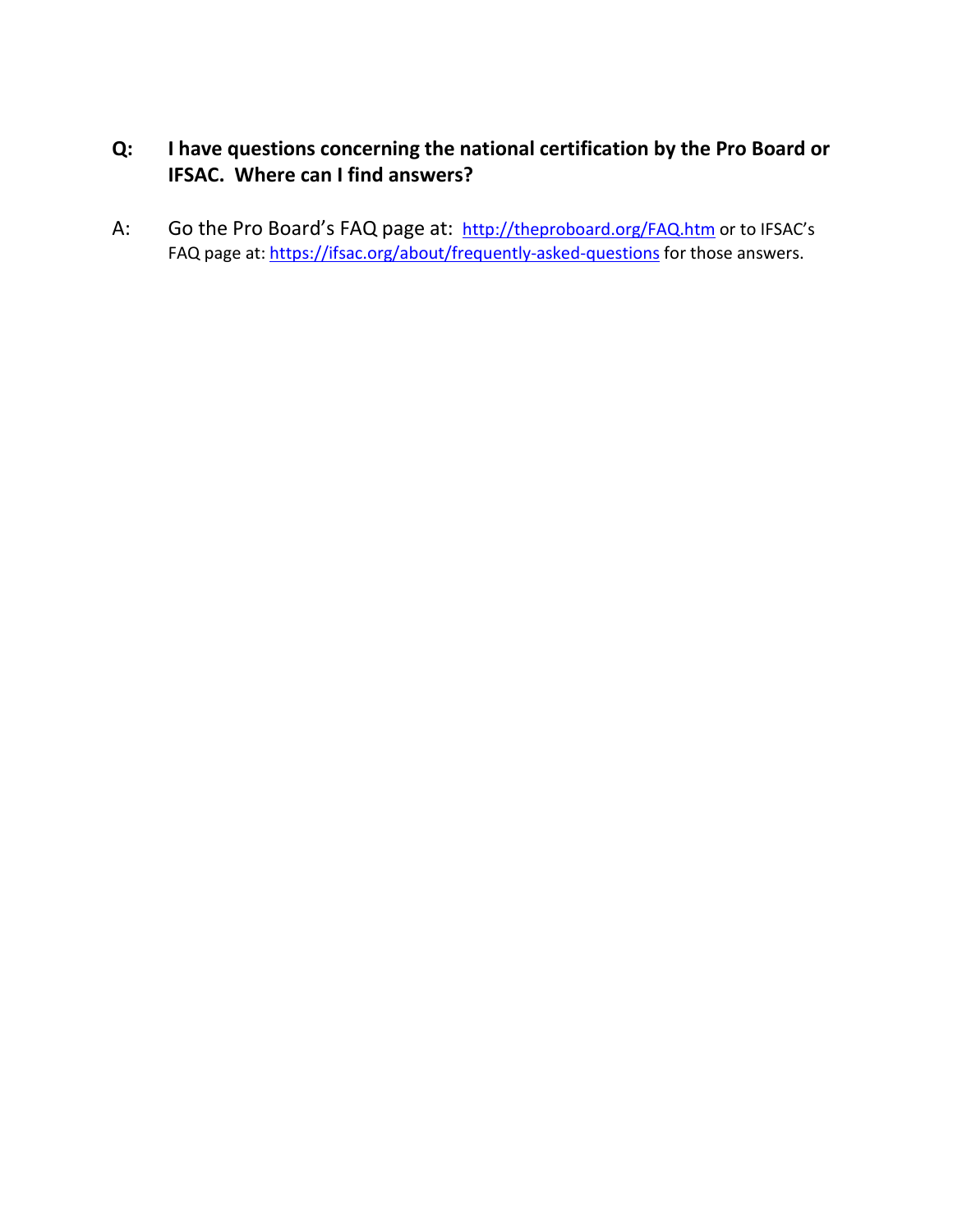**Q: I have questions concerning the national certification by the Pro Board or IFSAC. Where can I find answers?**

A: Go the Pro Board's FAQ page at: [http://theproboard.org/FAQ.htm](http://theproboard.org/FAQ.htm) or to IFSAC's FAQ page at: [https://ifsac.org/about/frequently-asked-questions](https://ifsac.org/about/frequently-asked-questions) for those answers.